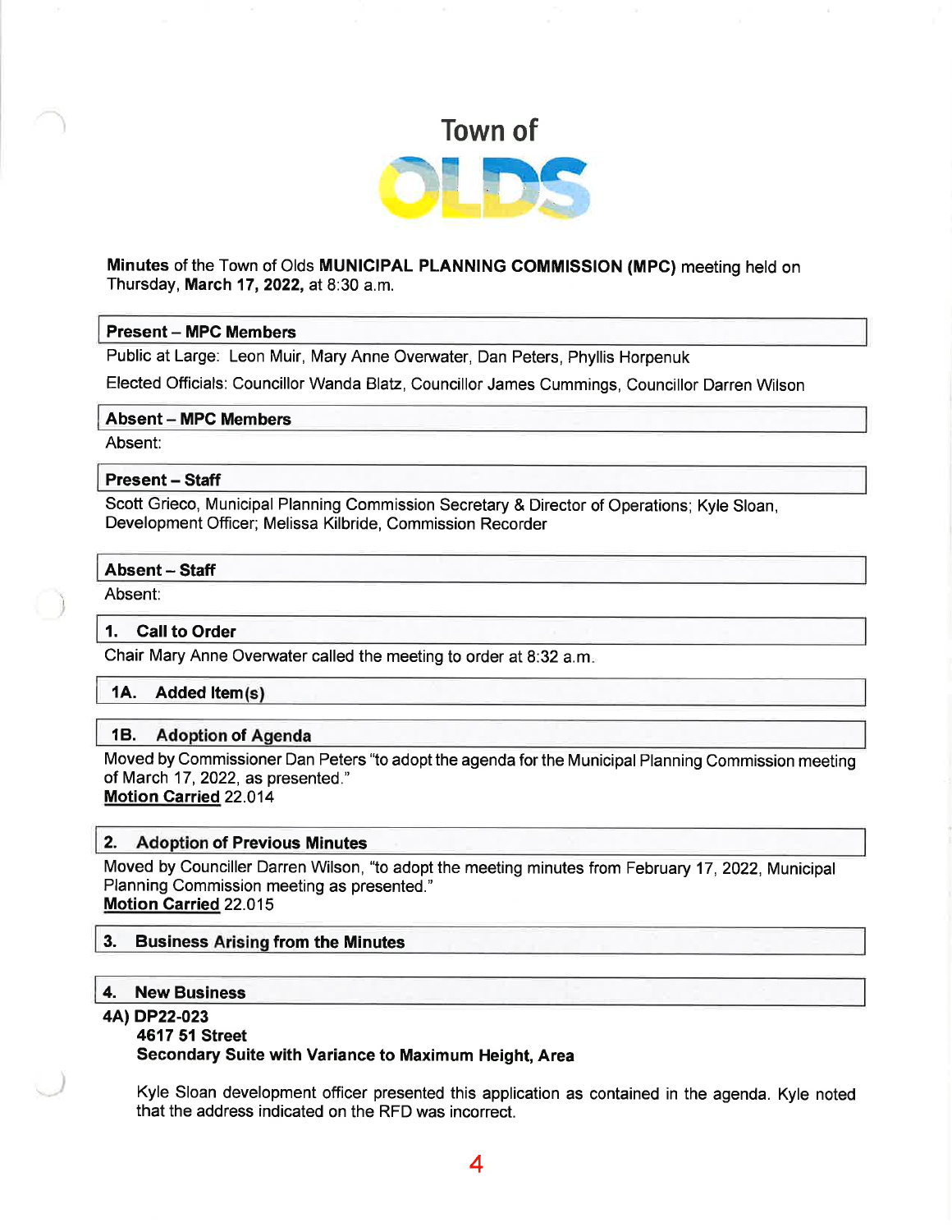# Town of OLDS

**Minutes** of the Town of Olds **MUNICIPAL PLANNING COMMISSION (MPC)** meeting held on Thursday, **March 17, 2022,** at 8:30 a.m.

### Present – MPC Members

Public at Large: Leon Muir, Mary Anne Overwater, Dan Peters, Phyllis Horpenuk

Elected Officials: Councillor Wanda Blatz, Councillor James Cummings, Councillor Darren Wilson

### Absent – MPC Members

Absent:

### Present – Staff

Scott Grieco, Municipal Planning Commission Secretary & Director of Operations; Kyle Sloan, Development Officer; Melissa Kilbride, Commission Recorder

### Absent – Staff

Absent:

### 1. Call to Order

Chair Mary Anne Overwater called the meeting to order at 8:32 a.m.

### 1A. Added Item(s)

### 1B. Adoption of Agenda

Moved by Commissioner Dan Peters "to adopt the agenda for the Municipal Planning Commission meeting of March 17, 2022, as presented."
**Motion Carried** 22.014

### 2. Adoption of Previous Minutes

Moved by Counciller Darren Wilson, "to adopt the meeting minutes from February 17, 2022, Municipal Planning Commission meeting as presented."
**Motion Carried** 22.015

### 3. Business Arising from the Minutes

### 4. New Business

**4A) DP22-023**
**4617 51 Street**
**Secondary Suite with Variance to Maximum Height, Area**

Kyle Sloan development officer presented this application as contained in the agenda. Kyle noted that the address indicated on the RFD was incorrect.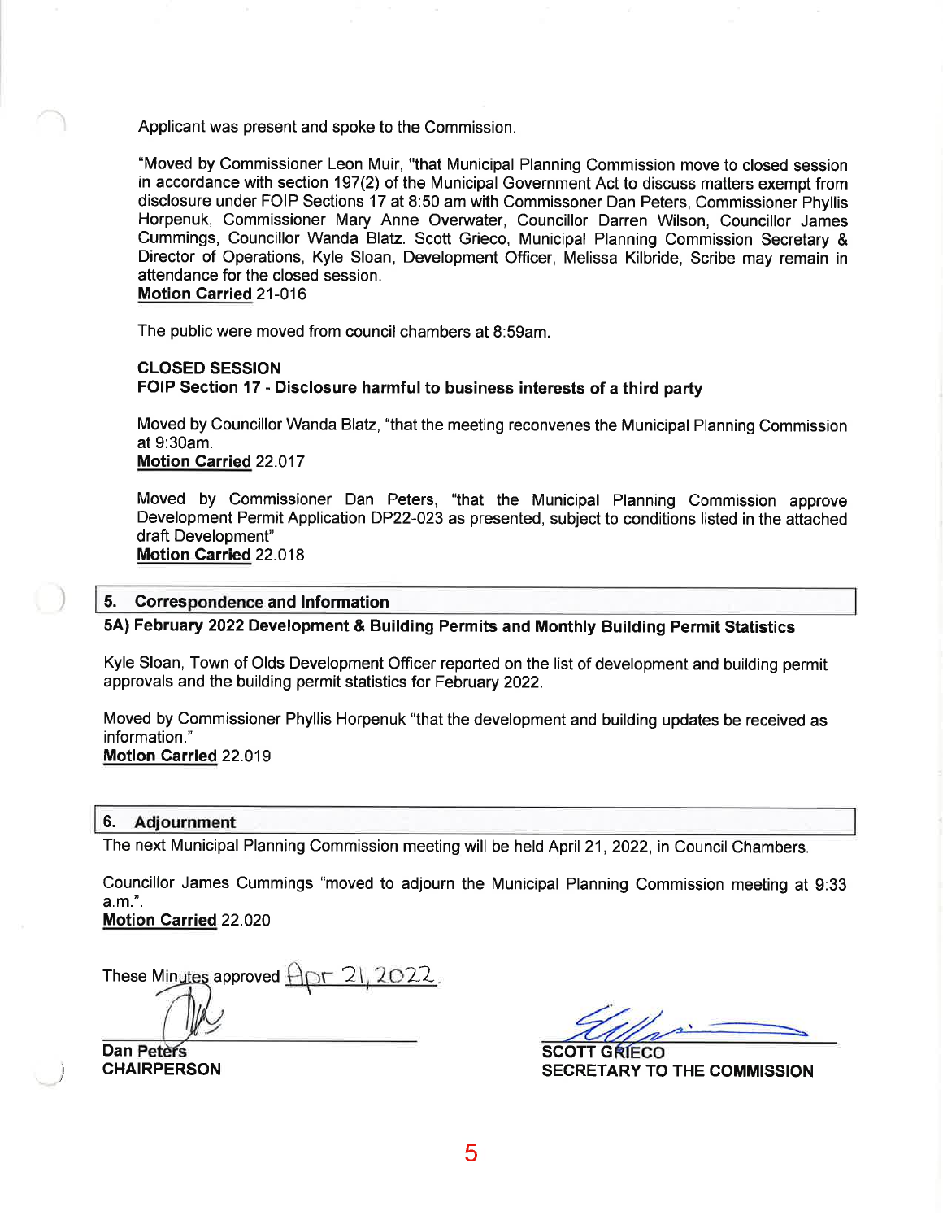Applicant was present and spoke to the Commission.

"Moved by Commissioner Leon Muir, "that Municipal Planning Commission move to closed session in accordance with section 197(2) of the Municipal Government Act to discuss matters exempt from disclosure under FOIP Sections 17 at 8:50 am with Commissoner Dan Peters, Commissioner Phyllis Horpenuk, Commissioner Mary Anne Overwater, Councillor Darren Wilson, Councillor James Cummings, Councillor Wanda Blatz. Scott Grieco, Municipal Planning Commission Secretary & Director of Operations, Kyle Sloan, Development Officer, Melissa Kilbride, Scribe may remain in attendance for the closed session.
**Motion Carried** 21-016

The public were moved from council chambers at 8:59am.

**CLOSED SESSION**
**FOIP Section 17 - Disclosure harmful to business interests of a third party**

Moved by Councillor Wanda Blatz, "that the meeting reconvenes the Municipal Planning Commission at 9:30am.
**Motion Carried** 22.017

Moved by Commissioner Dan Peters, "that the Municipal Planning Commission approve Development Permit Application DP22-023 as presented, subject to conditions listed in the attached draft Development"
**Motion Carried** 22.018

## 5. Correspondence and Information

### 5A) February 2022 Development & Building Permits and Monthly Building Permit Statistics

Kyle Sloan, Town of Olds Development Officer reported on the list of development and building permit approvals and the building permit statistics for February 2022.

Moved by Commissioner Phyllis Horpenuk "that the development and building updates be received as information."
**Motion Carried** 22.019

## 6. Adjournment

The next Municipal Planning Commission meeting will be held April 21, 2022, in Council Chambers.

Councillor James Cummings "moved to adjourn the Municipal Planning Commission meeting at 9:33 a.m.".
**Motion Carried** 22.020

These Minutes approved Apr 21, 2022.

Dan Peters
**CHAIRPERSON**

**SCOTT GRIECO**
**SECRETARY TO THE COMMISSION**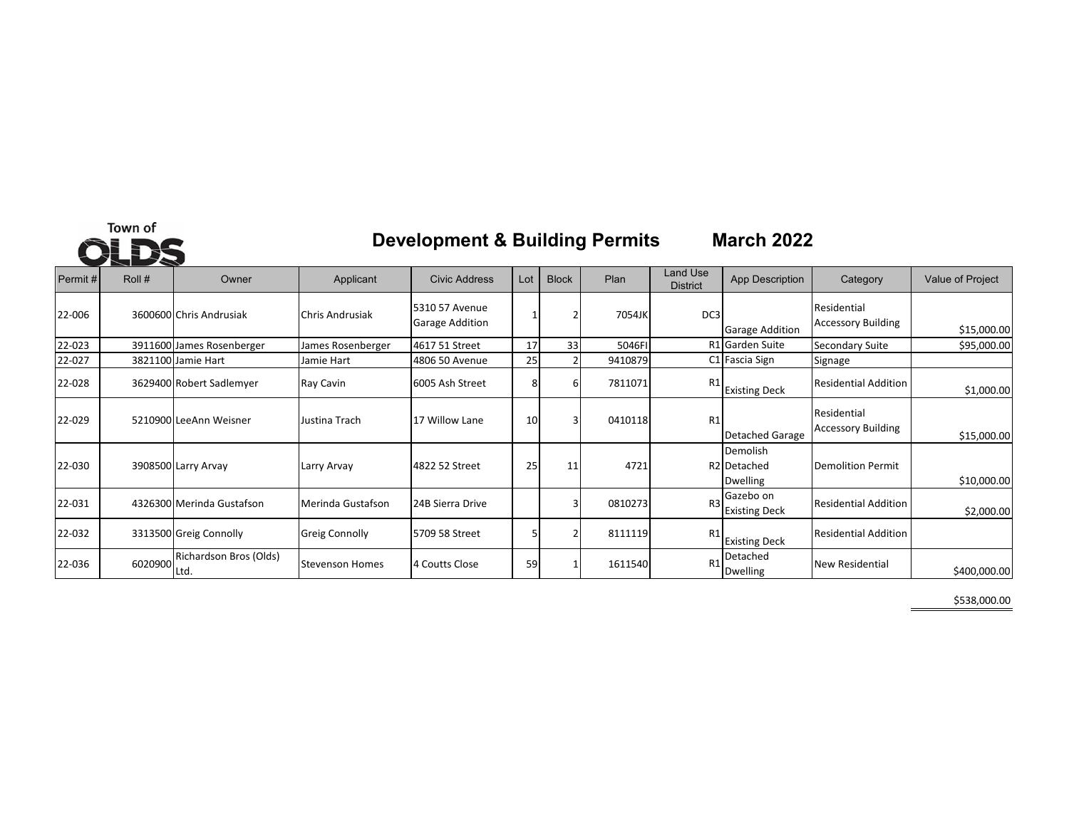# Town of OLDS

## Development & Building Permits March 2022

| Permit # | Roll # | Owner | Applicant | Civic Address | Lot | Block | Plan | Land Use District | App Description | Category | Value of Project |
|---|---|---|---|---|---|---|---|---|---|---|---|
| 22-006 | 3600600 | Chris Andrusiak | Chris Andrusiak | 5310 57 Avenue Garage Addition | 1 | 2 | 7054JK | DC3 | Garage Addition | Residential Accessory Building | $15,000.00 |
| 22-023 | 3911600 | James Rosenberger | James Rosenberger | 4617 51 Street | 17 | 33 | 5046FI | R1 | Garden Suite | Secondary Suite | $95,000.00 |
| 22-027 | 3821100 | Jamie Hart | Jamie Hart | 4806 50 Avenue | 25 | 2 | 9410879 | C1 | Fascia Sign | Signage | |
| 22-028 | 3629400 | Robert Sadlemyer | Ray Cavin | 6005 Ash Street | 8 | 6 | 7811071 | R1 | Existing Deck | Residential Addition | $1,000.00 |
| 22-029 | 5210900 | LeeAnn Weisner | Justina Trach | 17 Willow Lane | 10 | 3 | 0410118 | R1 | Detached Garage | Residential Accessory Building | $15,000.00 |
| 22-030 | 3908500 | Larry Arvay | Larry Arvay | 4822 52 Street | 25 | 11 | 4721 | R2 | Demolish Detached Dwelling | Demolition Permit | $10,000.00 |
| 22-031 | 4326300 | Merinda Gustafson | Merinda Gustafson | 24B Sierra Drive | | 3 | 0810273 | R3 | Gazebo on Existing Deck | Residential Addition | $2,000.00 |
| 22-032 | 3313500 | Greig Connolly | Greig Connolly | 5709 58 Street | 5 | 2 | 8111119 | R1 | Existing Deck | Residential Addition | |
| 22-036 | 6020900 | Richardson Bros (Olds) Ltd. | Stevenson Homes | 4 Coutts Close | 59 | 1 | 1611540 | R1 | Detached Dwelling | New Residential | $400,000.00 |
| | | | | | | | | | | | $538,000.00 |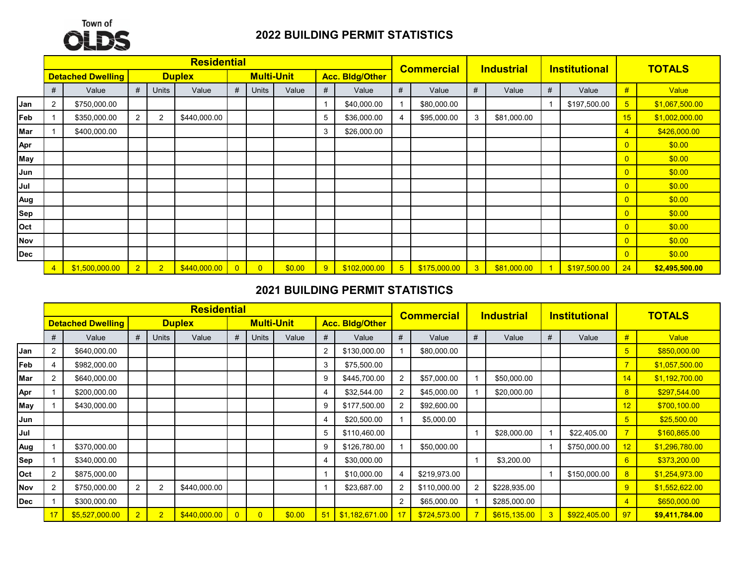Town of OLDS

# 2022 BUILDING PERMIT STATISTICS

| | Residential | | | | | | | | | | Commercial | | Industrial | | Institutional | | TOTALS | |
|---|---|---|---|---|---|---|---|---|---|---|---|---|---|---|---|---|---|---|
| | Detached Dwelling | | Duplex | | | Multi-Unit | | | Acc. Bldg/Other | | | | | | | | | |
| | # | Value | # | Units | Value | # | Units | Value | # | Value | # | Value | # | Value | # | Value | # | Value |
| Jan | 2 | $750,000.00 | | | | | | | 1 | $40,000.00 | 1 | $80,000.00 | | | 1 | $197,500.00 | 5 | $1,067,500.00 |
| Feb | 1 | $350,000.00 | 2 | 2 | $440,000.00 | | | | 5 | $36,000.00 | 4 | $95,000.00 | 3 | $81,000.00 | | | 15 | $1,002,000.00 |
| Mar | 1 | $400,000.00 | | | | | | | 3 | $26,000.00 | | | | | | | 4 | $426,000.00 |
| Apr | | | | | | | | | | | | | | | | | 0 | $0.00 |
| May | | | | | | | | | | | | | | | | | 0 | $0.00 |
| Jun | | | | | | | | | | | | | | | | | 0 | $0.00 |
| Jul | | | | | | | | | | | | | | | | | 0 | $0.00 |
| Aug | | | | | | | | | | | | | | | | | 0 | $0.00 |
| Sep | | | | | | | | | | | | | | | | | 0 | $0.00 |
| Oct | | | | | | | | | | | | | | | | | 0 | $0.00 |
| Nov | | | | | | | | | | | | | | | | | 0 | $0.00 |
| Dec | | | | | | | | | | | | | | | | | 0 | $0.00 |
| | 4 | $1,500,000.00 | 2 | 2 | $440,000.00 | 0 | 0 | $0.00 | 9 | $102,000.00 | 5 | $175,000.00 | 3 | $81,000.00 | 1 | $197,500.00 | 24 | **$2,495,500.00** |

# 2021 BUILDING PERMIT STATISTICS

| | Residential | | | | | | | | | | Commercial | | Industrial | | Institutional | | TOTALS | |
|---|---|---|---|---|---|---|---|---|---|---|---|---|---|---|---|---|---|---|
| | Detached Dwelling | | Duplex | | | Multi-Unit | | | Acc. Bldg/Other | | | | | | | | | |
| | # | Value | # | Units | Value | # | Units | Value | # | Value | # | Value | # | Value | # | Value | # | Value |
| Jan | 2 | $640,000.00 | | | | | | | 2 | $130,000.00 | 1 | $80,000.00 | | | | | 5 | $850,000.00 |
| Feb | 4 | $982,000.00 | | | | | | | 3 | $75,500.00 | | | | | | | 7 | $1,057,500.00 |
| Mar | 2 | $640,000.00 | | | | | | | 9 | $445,700.00 | 2 | $57,000.00 | 1 | $50,000.00 | | | 14 | $1,192,700.00 |
| Apr | 1 | $200,000.00 | | | | | | | 4 | $32,544.00 | 2 | $45,000.00 | 1 | $20,000.00 | | | 8 | $297,544.00 |
| May | 1 | $430,000.00 | | | | | | | 9 | $177,500.00 | 2 | $92,600.00 | | | | | 12 | $700,100.00 |
| Jun | | | | | | | | | 4 | $20,500.00 | 1 | $5,000.00 | | | | | 5 | $25,500.00 |
| Jul | | | | | | | | | 5 | $110,460.00 | | | 1 | $28,000.00 | 1 | $22,405.00 | 7 | $160,865.00 |
| Aug | 1 | $370,000.00 | | | | | | | 9 | $126,780.00 | 1 | $50,000.00 | | | 1 | $750,000.00 | 12 | $1,296,780.00 |
| Sep | 1 | $340,000.00 | | | | | | | 4 | $30,000.00 | | | 1 | $3,200.00 | | | 6 | $373,200.00 |
| Oct | 2 | $875,000.00 | | | | | | | 1 | $10,000.00 | 4 | $219,973.00 | | | 1 | $150,000.00 | 8 | $1,254,973.00 |
| Nov | 2 | $750,000.00 | 2 | 2 | $440,000.00 | | | | 1 | $23,687.00 | 2 | $110,000.00 | 2 | $228,935.00 | | | 9 | $1,552,622.00 |
| Dec | 1 | $300,000.00 | | | | | | | | | 2 | $65,000.00 | 1 | $285,000.00 | | | 4 | $650,000.00 |
| | 17 | $5,527,000.00 | 2 | 2 | $440,000.00 | 0 | 0 | $0.00 | 51 | $1,182,671.00 | 17 | $724,573.00 | 7 | $615,135.00 | 3 | $922,405.00 | 97 | **$9,411,784.00** |